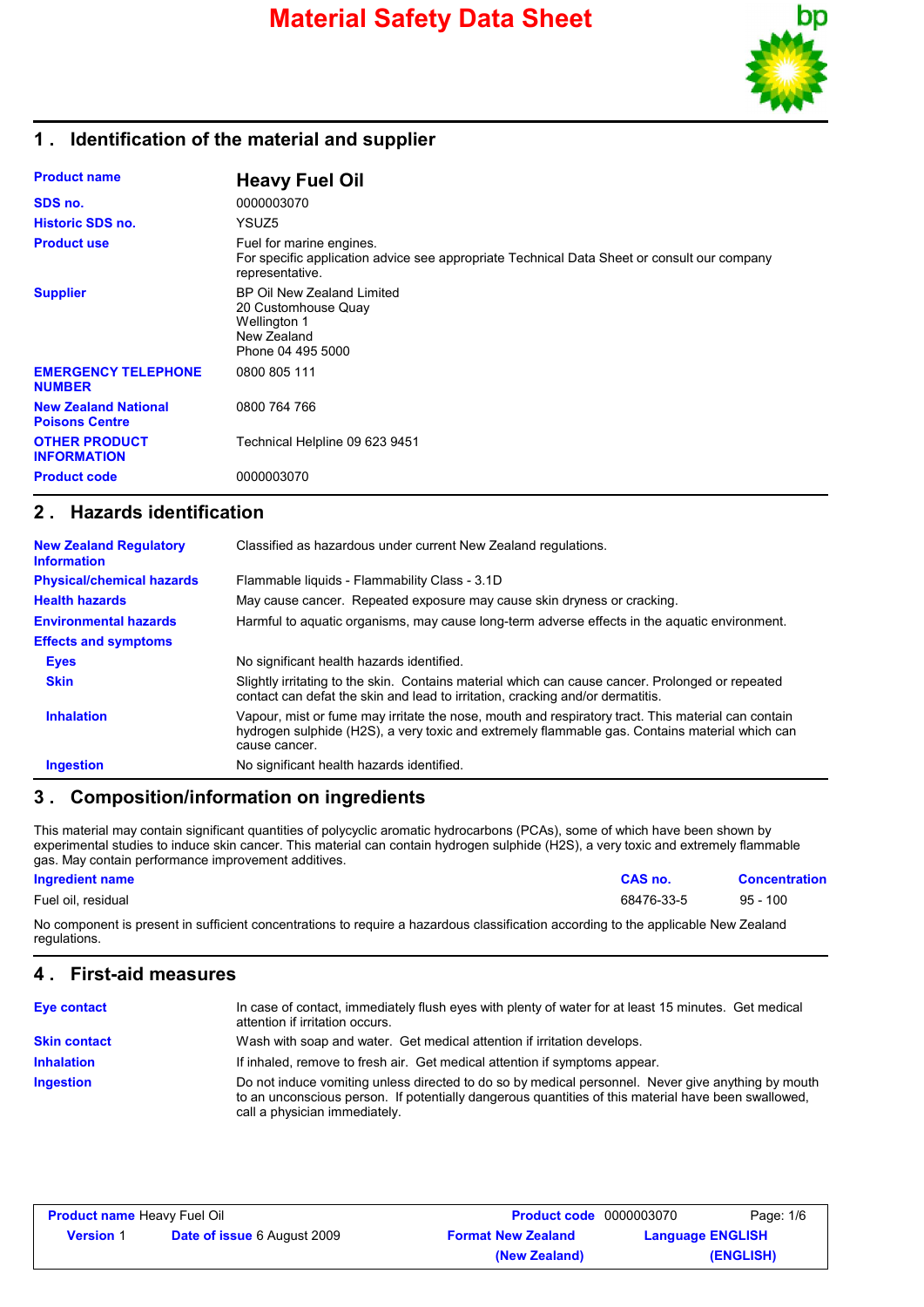# Material Safety Data Sheet

## 1 . Identification of the material and supplier

| | |
|---|---|
| **Product name** | **Heavy Fuel Oil** |
| **SDS no.** | 0000003070 |
| **Historic SDS no.** | YSUZ5 |
| **Product use** | Fuel for marine engines. For specific application advice see appropriate Technical Data Sheet or consult our company representative. |
| **Supplier** | BP Oil New Zealand Limited<br>20 Customhouse Quay<br>Wellington 1<br>New Zealand<br>Phone 04 495 5000 |
| **EMERGENCY TELEPHONE NUMBER** | 0800 805 111 |
| **New Zealand National Poisons Centre** | 0800 764 766 |
| **OTHER PRODUCT INFORMATION** | Technical Helpline 09 623 9451 |
| **Product code** | 0000003070 |

## 2 . Hazards identification

| | |
|---|---|
| **New Zealand Regulatory Information** | Classified as hazardous under current New Zealand regulations. |
| **Physical/chemical hazards** | Flammable liquids - Flammability Class - 3.1D |
| **Health hazards** | May cause cancer. Repeated exposure may cause skin dryness or cracking. |
| **Environmental hazards** | Harmful to aquatic organisms, may cause long-term adverse effects in the aquatic environment. |
| **Effects and symptoms** | |
| **Eyes** | No significant health hazards identified. |
| **Skin** | Slightly irritating to the skin. Contains material which can cause cancer. Prolonged or repeated contact can defat the skin and lead to irritation, cracking and/or dermatitis. |
| **Inhalation** | Vapour, mist or fume may irritate the nose, mouth and respiratory tract. This material can contain hydrogen sulphide ($H_2S$), a very toxic and extremely flammable gas. Contains material which can cause cancer. |
| **Ingestion** | No significant health hazards identified. |

## 3 . Composition/information on ingredients

This material may contain significant quantities of polycyclic aromatic hydrocarbons (PCAs), some of which have been shown by experimental studies to induce skin cancer. This material can contain hydrogen sulphide ($H_2S$), a very toxic and extremely flammable gas. May contain performance improvement additives.

| Ingredient name | CAS no. | Concentration |
|---|---|---|
| Fuel oil, residual | 68476-33-5 | 95 - 100 |

No component is present in sufficient concentrations to require a hazardous classification according to the applicable New Zealand regulations.

## 4 . First-aid measures

| | |
|---|---|
| **Eye contact** | In case of contact, immediately flush eyes with plenty of water for at least 15 minutes. Get medical attention if irritation occurs. |
| **Skin contact** | Wash with soap and water. Get medical attention if irritation develops. |
| **Inhalation** | If inhaled, remove to fresh air. Get medical attention if symptoms appear. |
| **Ingestion** | Do not induce vomiting unless directed to do so by medical personnel. Never give anything by mouth to an unconscious person. If potentially dangerous quantities of this material have been swallowed, call a physician immediately. |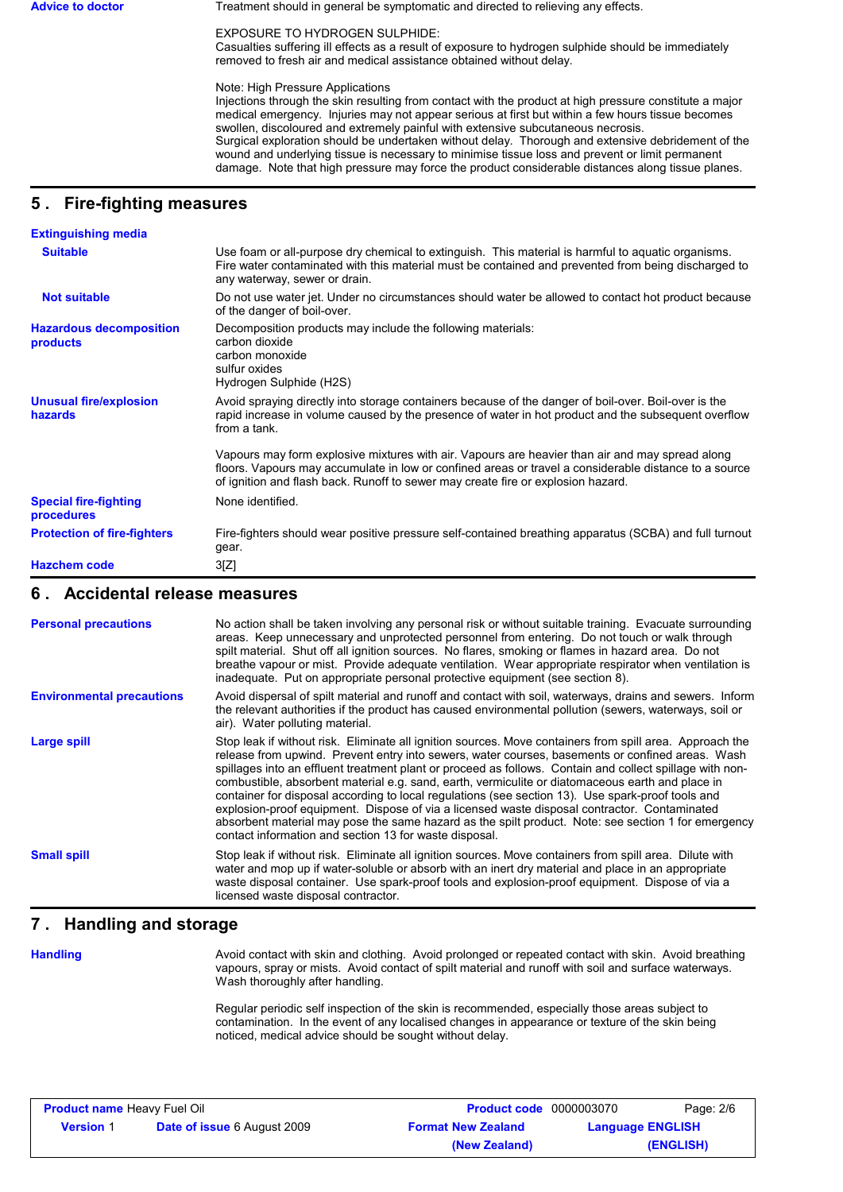**Advice to doctor**

Treatment should in general be symptomatic and directed to relieving any effects.

EXPOSURE TO HYDROGEN SULPHIDE:
Casualties suffering ill effects as a result of exposure to hydrogen sulphide should be immediately removed to fresh air and medical assistance obtained without delay.

Note: High Pressure Applications
Injections through the skin resulting from contact with the product at high pressure constitute a major medical emergency. Injuries may not appear serious at first but within a few hours tissue becomes swollen, discoloured and extremely painful with extensive subcutaneous necrosis.
Surgical exploration should be undertaken without delay. Thorough and extensive debridement of the wound and underlying tissue is necessary to minimise tissue loss and prevent or limit permanent damage. Note that high pressure may force the product considerable distances along tissue planes.

## 5 . Fire-fighting measures

**Extinguishing media**

**Suitable**

Use foam or all-purpose dry chemical to extinguish. This material is harmful to aquatic organisms. Fire water contaminated with this material must be contained and prevented from being discharged to any waterway, sewer or drain.

**Not suitable**

Do not use water jet. Under no circumstances should water be allowed to contact hot product because of the danger of boil-over.

**Hazardous decomposition products**

Decomposition products may include the following materials:
carbon dioxide
carbon monoxide
sulfur oxides
Hydrogen Sulphide (H2S)

**Unusual fire/explosion hazards**

Avoid spraying directly into storage containers because of the danger of boil-over. Boil-over is the rapid increase in volume caused by the presence of water in hot product and the subsequent overflow from a tank.

Vapours may form explosive mixtures with air. Vapours are heavier than air and may spread along floors. Vapours may accumulate in low or confined areas or travel a considerable distance to a source of ignition and flash back. Runoff to sewer may create fire or explosion hazard.

**Special fire-fighting procedures**

None identified.

**Protection of fire-fighters**

Fire-fighters should wear positive pressure self-contained breathing apparatus (SCBA) and full turnout gear.

**Hazchem code**

3[Z]

## 6 . Accidental release measures

**Personal precautions**

No action shall be taken involving any personal risk or without suitable training. Evacuate surrounding areas. Keep unnecessary and unprotected personnel from entering. Do not touch or walk through spilt material. Shut off all ignition sources. No flares, smoking or flames in hazard area. Do not breathe vapour or mist. Provide adequate ventilation. Wear appropriate respirator when ventilation is inadequate. Put on appropriate personal protective equipment (see section 8).

**Environmental precautions**

Avoid dispersal of spilt material and runoff and contact with soil, waterways, drains and sewers. Inform the relevant authorities if the product has caused environmental pollution (sewers, waterways, soil or air). Water polluting material.

**Large spill**

Stop leak if without risk. Eliminate all ignition sources. Move containers from spill area. Approach the release from upwind. Prevent entry into sewers, water courses, basements or confined areas. Wash spillages into an effluent treatment plant or proceed as follows. Contain and collect spillage with non-combustible, absorbent material e.g. sand, earth, vermiculite or diatomaceous earth and place in container for disposal according to local regulations (see section 13). Use spark-proof tools and explosion-proof equipment. Dispose of via a licensed waste disposal contractor. Contaminated absorbent material may pose the same hazard as the spilt product. Note: see section 1 for emergency contact information and section 13 for waste disposal.

**Small spill**

Stop leak if without risk. Eliminate all ignition sources. Move containers from spill area. Dilute with water and mop up if water-soluble or absorb with an inert dry material and place in an appropriate waste disposal container. Use spark-proof tools and explosion-proof equipment. Dispose of via a licensed waste disposal contractor.

## 7 . Handling and storage

**Handling**

Avoid contact with skin and clothing. Avoid prolonged or repeated contact with skin. Avoid breathing vapours, spray or mists. Avoid contact of spilt material and runoff with soil and surface waterways. Wash thoroughly after handling.

Regular periodic self inspection of the skin is recommended, especially those areas subject to contamination. In the event of any localised changes in appearance or texture of the skin being noticed, medical advice should be sought without delay.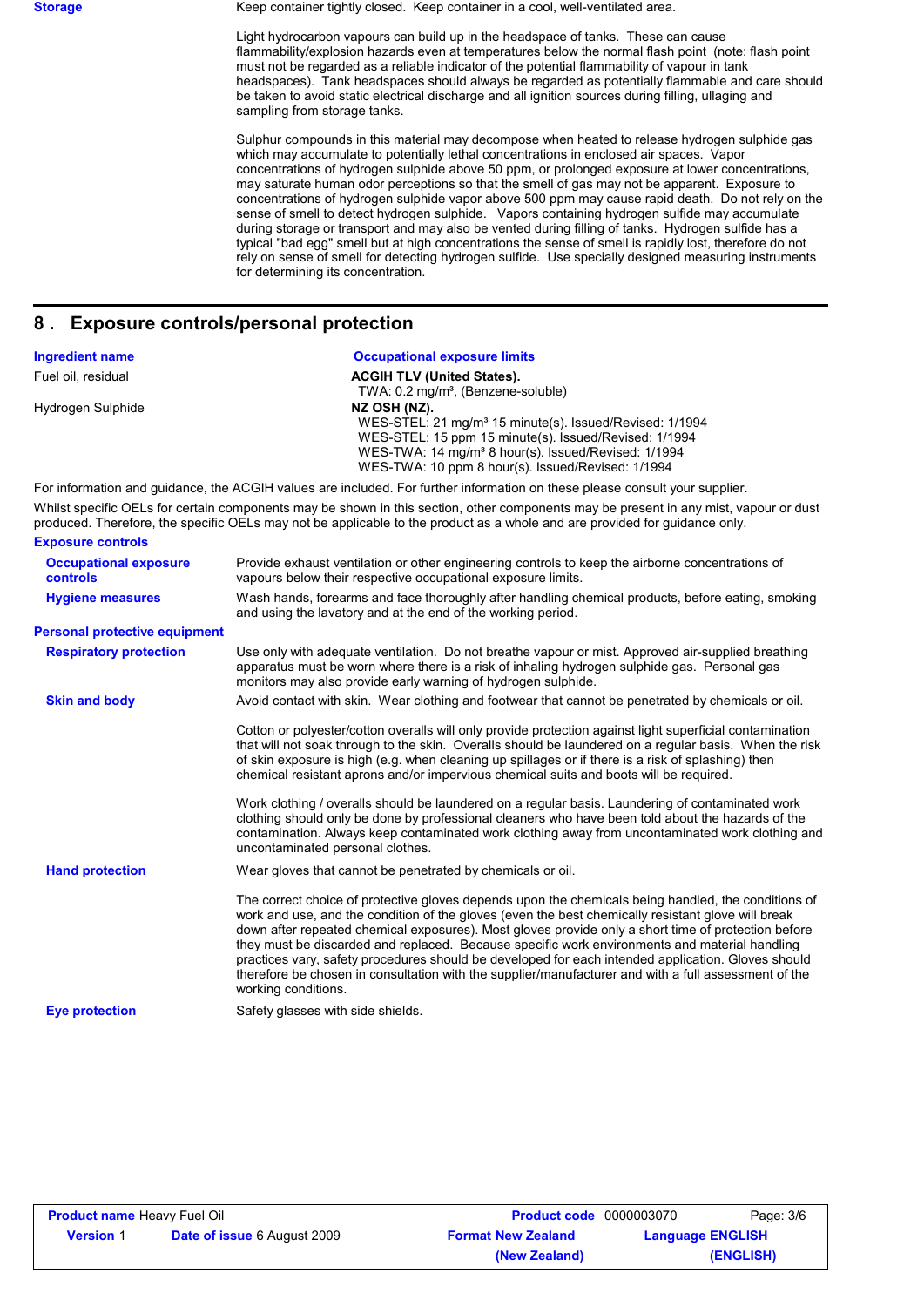**Storage**

Keep container tightly closed. Keep container in a cool, well-ventilated area.

Light hydrocarbon vapours can build up in the headspace of tanks. These can cause flammability/explosion hazards even at temperatures below the normal flash point (note: flash point must not be regarded as a reliable indicator of the potential flammability of vapour in tank headspaces). Tank headspaces should always be regarded as potentially flammable and care should be taken to avoid static electrical discharge and all ignition sources during filling, ullaging and sampling from storage tanks.

Sulphur compounds in this material may decompose when heated to release hydrogen sulphide gas which may accumulate to potentially lethal concentrations in enclosed air spaces. Vapor concentrations of hydrogen sulphide above 50 ppm, or prolonged exposure at lower concentrations, may saturate human odor perceptions so that the smell of gas may not be apparent. Exposure to concentrations of hydrogen sulphide vapor above 500 ppm may cause rapid death. Do not rely on the sense of smell to detect hydrogen sulphide. Vapors containing hydrogen sulfide may accumulate during storage or transport and may also be vented during filling of tanks. Hydrogen sulfide has a typical "bad egg" smell but at high concentrations the sense of smell is rapidly lost, therefore do not rely on sense of smell for detecting hydrogen sulfide. Use specially designed measuring instruments for determining its concentration.

## 8 . Exposure controls/personal protection

| Ingredient name | Occupational exposure limits |
|---|---|
| Fuel oil, residual | **ACGIH TLV (United States).**<br>TWA: 0.2 mg/m³, (Benzene-soluble) |
| Hydrogen Sulphide | **NZ OSH (NZ).**<br>WES-STEL: 21 mg/m³ 15 minute(s). Issued/Revised: 1/1994<br>WES-STEL: 15 ppm 15 minute(s). Issued/Revised: 1/1994<br>WES-TWA: 14 mg/m³ 8 hour(s). Issued/Revised: 1/1994<br>WES-TWA: 10 ppm 8 hour(s). Issued/Revised: 1/1994 |

For information and guidance, the ACGIH values are included. For further information on these please consult your supplier.

Whilst specific OELs for certain components may be shown in this section, other components may be present in any mist, vapour or dust produced. Therefore, the specific OELs may not be applicable to the product as a whole and are provided for guidance only.

**Exposure controls**

**Occupational exposure controls**

Provide exhaust ventilation or other engineering controls to keep the airborne concentrations of vapours below their respective occupational exposure limits.

**Hygiene measures**

Wash hands, forearms and face thoroughly after handling chemical products, before eating, smoking and using the lavatory and at the end of the working period.

**Personal protective equipment**

**Respiratory protection**

Use only with adequate ventilation. Do not breathe vapour or mist. Approved air-supplied breathing apparatus must be worn where there is a risk of inhaling hydrogen sulphide gas. Personal gas monitors may also provide early warning of hydrogen sulphide.

**Skin and body**

Avoid contact with skin. Wear clothing and footwear that cannot be penetrated by chemicals or oil.

Cotton or polyester/cotton overalls will only provide protection against light superficial contamination that will not soak through to the skin. Overalls should be laundered on a regular basis. When the risk of skin exposure is high (e.g. when cleaning up spillages or if there is a risk of splashing) then chemical resistant aprons and/or impervious chemical suits and boots will be required.

Work clothing / overalls should be laundered on a regular basis. Laundering of contaminated work clothing should only be done by professional cleaners who have been told about the hazards of the contamination. Always keep contaminated work clothing away from uncontaminated work clothing and uncontaminated personal clothes.

**Hand protection**

Wear gloves that cannot be penetrated by chemicals or oil.

The correct choice of protective gloves depends upon the chemicals being handled, the conditions of work and use, and the condition of the gloves (even the best chemically resistant glove will break down after repeated chemical exposures). Most gloves provide only a short time of protection before they must be discarded and replaced. Because specific work environments and material handling practices vary, safety procedures should be developed for each intended application. Gloves should therefore be chosen in consultation with the supplier/manufacturer and with a full assessment of the working conditions.

**Eye protection**

Safety glasses with side shields.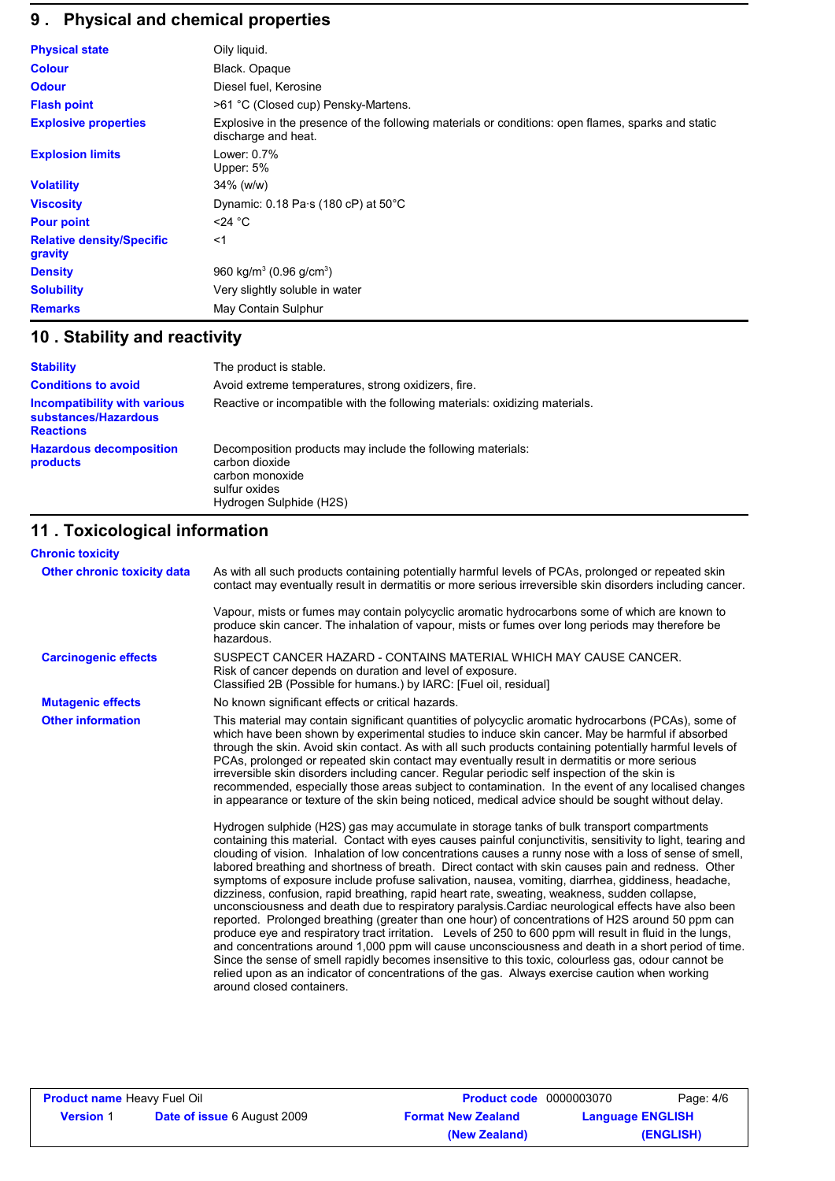## 9 . Physical and chemical properties

| | |
|---|---|
| **Physical state** | Oily liquid. |
| **Colour** | Black. Opaque |
| **Odour** | Diesel fuel, Kerosine |
| **Flash point** | >61 °C (Closed cup) Pensky-Martens. |
| **Explosive properties** | Explosive in the presence of the following materials or conditions: open flames, sparks and static discharge and heat. |
| **Explosion limits** | Lower: 0.7%<br>Upper: 5% |
| **Volatility** | 34% (w/w) |
| **Viscosity** | Dynamic: 0.18 Pa·s (180 cP) at 50°C |
| **Pour point** | <24 °C |
| **Relative density/Specific gravity** | <1 |
| **Density** | 960 $kg/m^3$ (0.96 $g/cm^3$) |
| **Solubility** | Very slightly soluble in water |
| **Remarks** | May Contain Sulphur |

## 10 . Stability and reactivity

| | |
|---|---|
| **Stability** | The product is stable. |
| **Conditions to avoid** | Avoid extreme temperatures, strong oxidizers, fire. |
| **Incompatibility with various substances/Hazardous Reactions** | Reactive or incompatible with the following materials: oxidizing materials. |
| **Hazardous decomposition products** | Decomposition products may include the following materials:<br>carbon dioxide<br>carbon monoxide<br>sulfur oxides<br>Hydrogen Sulphide ($H_2S$) |

## 11 . Toxicological information

### Chronic toxicity

**Other chronic toxicity data**

As with all such products containing potentially harmful levels of PCAs, prolonged or repeated skin contact may eventually result in dermatitis or more serious irreversible skin disorders including cancer.

Vapour, mists or fumes may contain polycyclic aromatic hydrocarbons some of which are known to produce skin cancer. The inhalation of vapour, mists or fumes over long periods may therefore be hazardous.

**Carcinogenic effects**

SUSPECT CANCER HAZARD - CONTAINS MATERIAL WHICH MAY CAUSE CANCER.
Risk of cancer depends on duration and level of exposure.
Classified 2B (Possible for humans.) by IARC: [Fuel oil, residual]

**Mutagenic effects**

No known significant effects or critical hazards.

**Other information**

This material may contain significant quantities of polycyclic aromatic hydrocarbons (PCAs), some of which have been shown by experimental studies to induce skin cancer. May be harmful if absorbed through the skin. Avoid skin contact. As with all such products containing potentially harmful levels of PCAs, prolonged or repeated skin contact may eventually result in dermatitis or more serious irreversible skin disorders including cancer. Regular periodic self inspection of the skin is recommended, especially those areas subject to contamination. In the event of any localised changes in appearance or texture of the skin being noticed, medical advice should be sought without delay.

Hydrogen sulphide ($H_2S$) gas may accumulate in storage tanks of bulk transport compartments containing this material. Contact with eyes causes painful conjunctivitis, sensitivity to light, tearing and clouding of vision. Inhalation of low concentrations causes a runny nose with a loss of sense of smell, labored breathing and shortness of breath. Direct contact with skin causes pain and redness. Other symptoms of exposure include profuse salivation, nausea, vomiting, diarrhea, giddiness, headache, dizziness, confusion, rapid breathing, rapid heart rate, sweating, weakness, sudden collapse, unconsciousness and death due to respiratory paralysis.Cardiac neurological effects have also been reported. Prolonged breathing (greater than one hour) of concentrations of $H_2S$ around 50 ppm can produce eye and respiratory tract irritation. Levels of 250 to 600 ppm will result in fluid in the lungs, and concentrations around 1,000 ppm will cause unconsciousness and death in a short period of time. Since the sense of smell rapidly becomes insensitive to this toxic, colourless gas, odour cannot be relied upon as an indicator of concentrations of the gas. Always exercise caution when working around closed containers.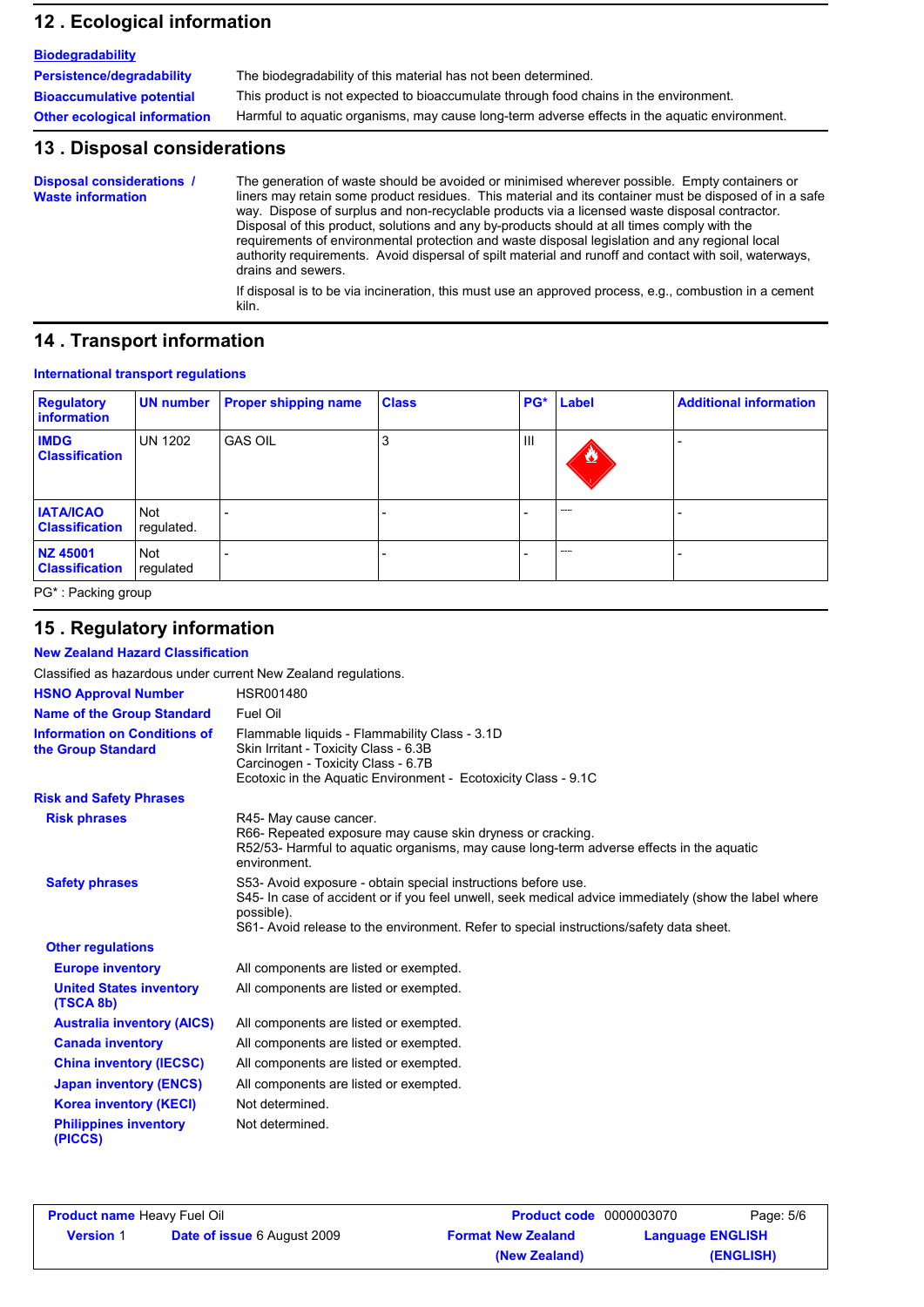## 12 . Ecological information

**Biodegradability**

| | |
|---|---|
| **Persistence/degradability** | The biodegradability of this material has not been determined. |
| **Bioaccumulative potential** | This product is not expected to bioaccumulate through food chains in the environment. |
| **Other ecological information** | Harmful to aquatic organisms, may cause long-term adverse effects in the aquatic environment. |

## 13 . Disposal considerations

**Disposal considerations / Waste information**

The generation of waste should be avoided or minimised wherever possible. Empty containers or liners may retain some product residues. This material and its container must be disposed of in a safe way. Dispose of surplus and non-recyclable products via a licensed waste disposal contractor. Disposal of this product, solutions and any by-products should at all times comply with the requirements of environmental protection and waste disposal legislation and any regional local authority requirements. Avoid dispersal of spilt material and runoff and contact with soil, waterways, drains and sewers.

If disposal is to be via incineration, this must use an approved process, e.g., combustion in a cement kiln.

## 14 . Transport information

**International transport regulations**

| Regulatory information | UN number | Proper shipping name | Class | PG* | Label | Additional information |
|---|---|---|---|---|---|---|
| **IMDG Classification** | UN 1202 | GAS OIL | 3 | III | | - |
| **IATA/ICAO Classification** | Not regulated. | - | - | - | ---- | - |
| **NZ 45001 Classification** | Not regulated | - | - | - | ---- | - |

PG* : Packing group

## 15 . Regulatory information

**New Zealand Hazard Classification**

Classified as hazardous under current New Zealand regulations.

| | |
|---|---|
| **HSNO Approval Number** | HSR001480 |
| **Name of the Group Standard** | Fuel Oil |
| **Information on Conditions of the Group Standard** | Flammable liquids - Flammability Class - 3.1D<br>Skin Irritant - Toxicity Class - 6.3B<br>Carcinogen - Toxicity Class - 6.7B<br>Ecotoxic in the Aquatic Environment - Ecotoxicity Class - 9.1C |

**Risk and Safety Phrases**

| | |
|---|---|
| **Risk phrases** | R45- May cause cancer.<br>R66- Repeated exposure may cause skin dryness or cracking.<br>R52/53- Harmful to aquatic organisms, may cause long-term adverse effects in the aquatic environment. |
| **Safety phrases** | S53- Avoid exposure - obtain special instructions before use.<br>S45- In case of accident or if you feel unwell, seek medical advice immediately (show the label where possible).<br>S61- Avoid release to the environment. Refer to special instructions/safety data sheet. |

**Other regulations**

| | |
|---|---|
| **Europe inventory** | All components are listed or exempted. |
| **United States inventory (TSCA 8b)** | All components are listed or exempted. |
| **Australia inventory (AICS)** | All components are listed or exempted. |
| **Canada inventory** | All components are listed or exempted. |
| **China inventory (IECSC)** | All components are listed or exempted. |
| **Japan inventory (ENCS)** | All components are listed or exempted. |
| **Korea inventory (KECI)** | Not determined. |
| **Philippines inventory (PICCS)** | Not determined. |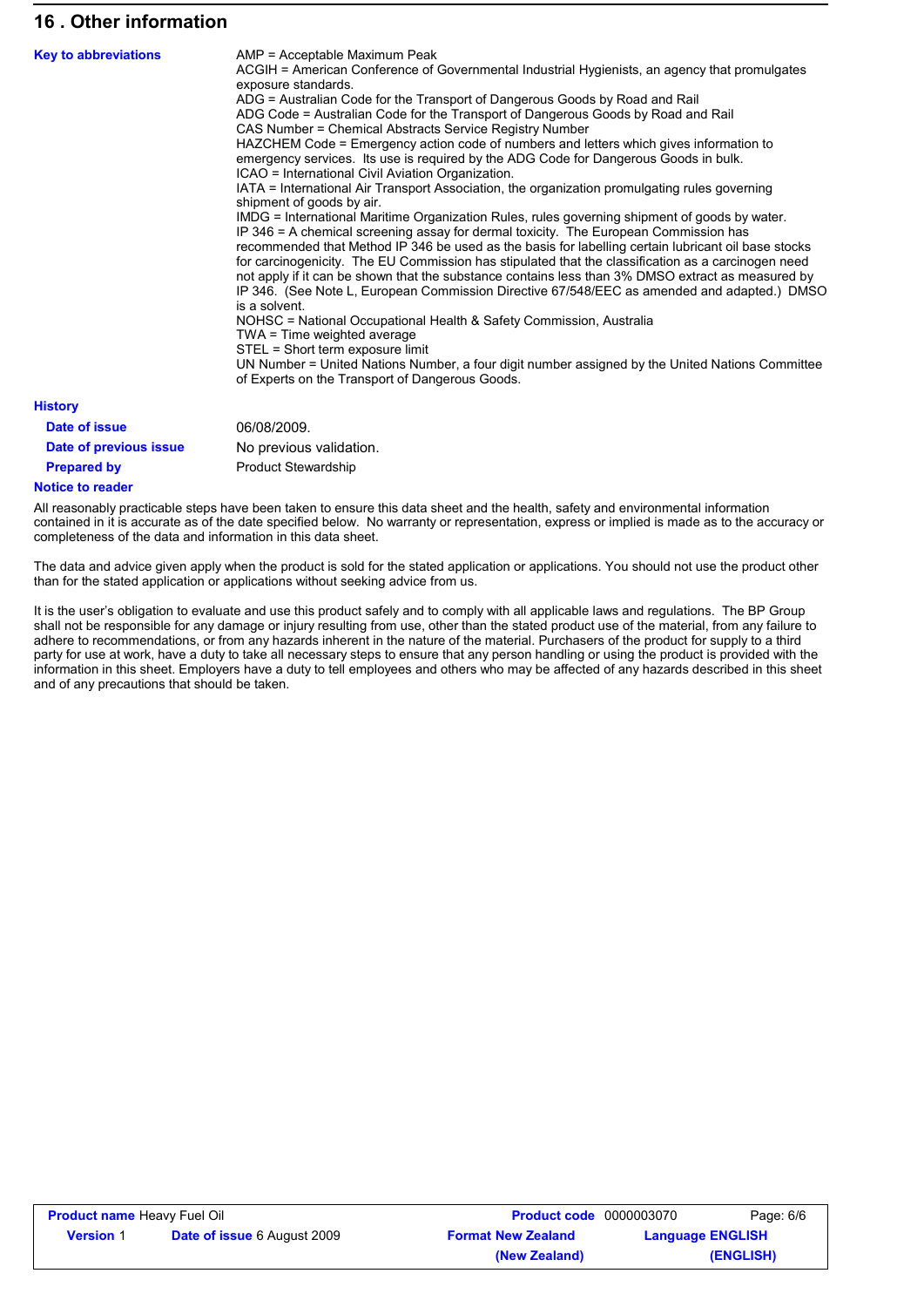## 16 . Other information

**Key to abbreviations**

AMP = Acceptable Maximum Peak
ACGIH = American Conference of Governmental Industrial Hygienists, an agency that promulgates exposure standards.
ADG = Australian Code for the Transport of Dangerous Goods by Road and Rail
ADG Code = Australian Code for the Transport of Dangerous Goods by Road and Rail
CAS Number = Chemical Abstracts Service Registry Number
HAZCHEM Code = Emergency action code of numbers and letters which gives information to emergency services. Its use is required by the ADG Code for Dangerous Goods in bulk.
ICAO = International Civil Aviation Organization.
IATA = International Air Transport Association, the organization promulgating rules governing shipment of goods by air.
IMDG = International Maritime Organization Rules, rules governing shipment of goods by water.
IP 346 = A chemical screening assay for dermal toxicity. The European Commission has recommended that Method IP 346 be used as the basis for labelling certain lubricant oil base stocks for carcinogenicity. The EU Commission has stipulated that the classification as a carcinogen need not apply if it can be shown that the substance contains less than 3% DMSO extract as measured by IP 346. (See Note L, European Commission Directive 67/548/EEC as amended and adapted.) DMSO is a solvent.
NOHSC = National Occupational Health & Safety Commission, Australia
TWA = Time weighted average
STEL = Short term exposure limit
UN Number = United Nations Number, a four digit number assigned by the United Nations Committee of Experts on the Transport of Dangerous Goods.

**History**

**Date of issue** 06/08/2009.

**Date of previous issue** No previous validation.

**Prepared by** Product Stewardship

**Notice to reader**

All reasonably practicable steps have been taken to ensure this data sheet and the health, safety and environmental information contained in it is accurate as of the date specified below. No warranty or representation, express or implied is made as to the accuracy or completeness of the data and information in this data sheet.

The data and advice given apply when the product is sold for the stated application or applications. You should not use the product other than for the stated application or applications without seeking advice from us.

It is the user's obligation to evaluate and use this product safely and to comply with all applicable laws and regulations. The BP Group shall not be responsible for any damage or injury resulting from use, other than the stated product use of the material, from any failure to adhere to recommendations, or from any hazards inherent in the nature of the material. Purchasers of the product for supply to a third party for use at work, have a duty to take all necessary steps to ensure that any person handling or using the product is provided with the information in this sheet. Employers have a duty to tell employees and others who may be affected of any hazards described in this sheet and of any precautions that should be taken.